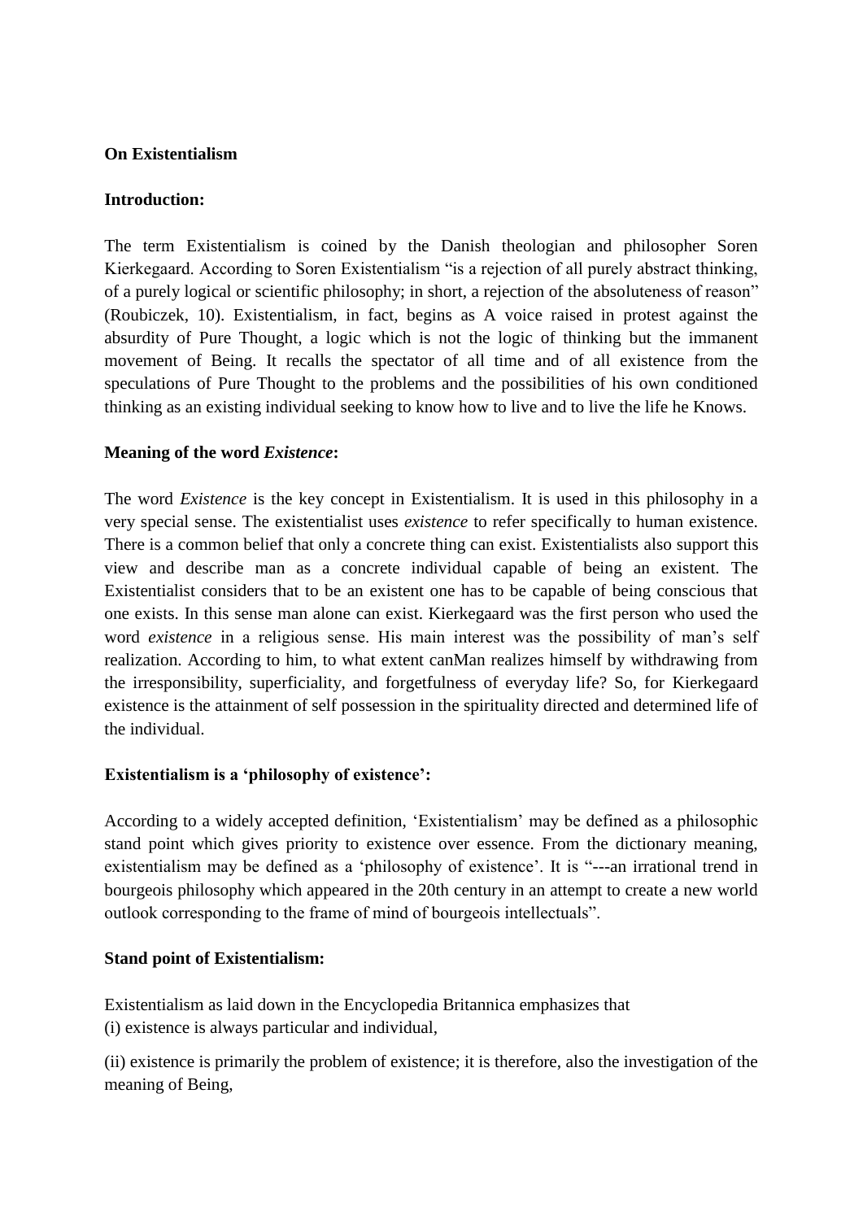**On Existentialism**

**Introduction:**

The term Existentialism is coined by the Danish theologian and philosopher Soren Kierkegaard. According to Soren Existentialism "is a rejection of all purely abstract thinking, of a purely logical or scientific philosophy; in short, a rejection of the absoluteness of reason" (Roubiczek, 10). Existentialism, in fact, begins as A voice raised in protest against the absurdity of Pure Thought, a logic which is not the logic of thinking but the immanent movement of Being. It recalls the spectator of all time and of all existence from the speculations of Pure Thought to the problems and the possibilities of his own conditioned thinking as an existing individual seeking to know how to live and to live the life he Knows.

**Meaning of the word *Existence*:**

The word *Existence* is the key concept in Existentialism. It is used in this philosophy in a very special sense. The existentialist uses *existence* to refer specifically to human existence. There is a common belief that only a concrete thing can exist. Existentialists also support this view and describe man as a concrete individual capable of being an existent. The Existentialist considers that to be an existent one has to be capable of being conscious that one exists. In this sense man alone can exist. Kierkegaard was the first person who used the word *existence* in a religious sense. His main interest was the possibility of man's self realization. According to him, to what extent canMan realizes himself by withdrawing from the irresponsibility, superficiality, and forgetfulness of everyday life? So, for Kierkegaard existence is the attainment of self possession in the spirituality directed and determined life of the individual.

**Existentialism is a 'philosophy of existence':**

According to a widely accepted definition, 'Existentialism' may be defined as a philosophic stand point which gives priority to existence over essence. From the dictionary meaning, existentialism may be defined as a 'philosophy of existence'. It is "---an irrational trend in bourgeois philosophy which appeared in the 20th century in an attempt to create a new world outlook corresponding to the frame of mind of bourgeois intellectuals".

**Stand point of Existentialism:**

Existentialism as laid down in the Encyclopedia Britannica emphasizes that
(i) existence is always particular and individual,

(ii) existence is primarily the problem of existence; it is therefore, also the investigation of the meaning of Being,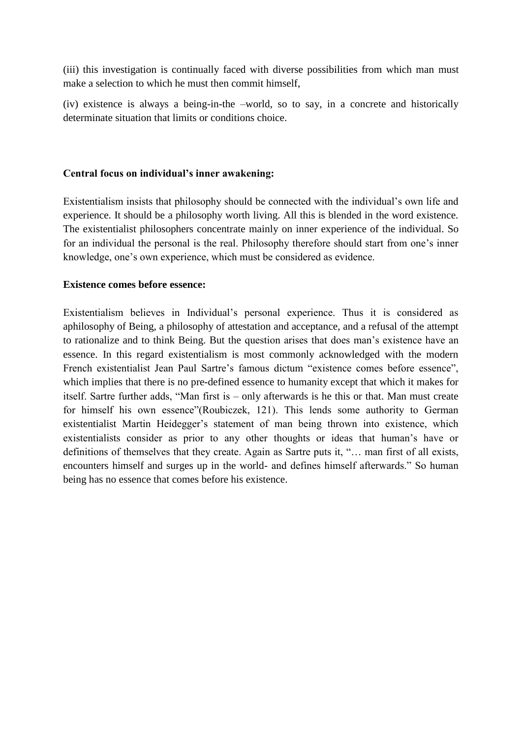(iii) this investigation is continually faced with diverse possibilities from which man must make a selection to which he must then commit himself,

(iv) existence is always a being-in-the –world, so to say, in a concrete and historically determinate situation that limits or conditions choice.

**Central focus on individual's inner awakening:**

Existentialism insists that philosophy should be connected with the individual's own life and experience. It should be a philosophy worth living. All this is blended in the word existence. The existentialist philosophers concentrate mainly on inner experience of the individual. So for an individual the personal is the real. Philosophy therefore should start from one's inner knowledge, one's own experience, which must be considered as evidence.

**Existence comes before essence:**

Existentialism believes in Individual's personal experience. Thus it is considered as aphilosophy of Being, a philosophy of attestation and acceptance, and a refusal of the attempt to rationalize and to think Being. But the question arises that does man's existence have an essence. In this regard existentialism is most commonly acknowledged with the modern French existentialist Jean Paul Sartre's famous dictum "existence comes before essence", which implies that there is no pre-defined essence to humanity except that which it makes for itself. Sartre further adds, "Man first is – only afterwards is he this or that. Man must create for himself his own essence"(Roubiczek, 121). This lends some authority to German existentialist Martin Heidegger's statement of man being thrown into existence, which existentialists consider as prior to any other thoughts or ideas that human's have or definitions of themselves that they create. Again as Sartre puts it, "… man first of all exists, encounters himself and surges up in the world- and defines himself afterwards." So human being has no essence that comes before his existence.